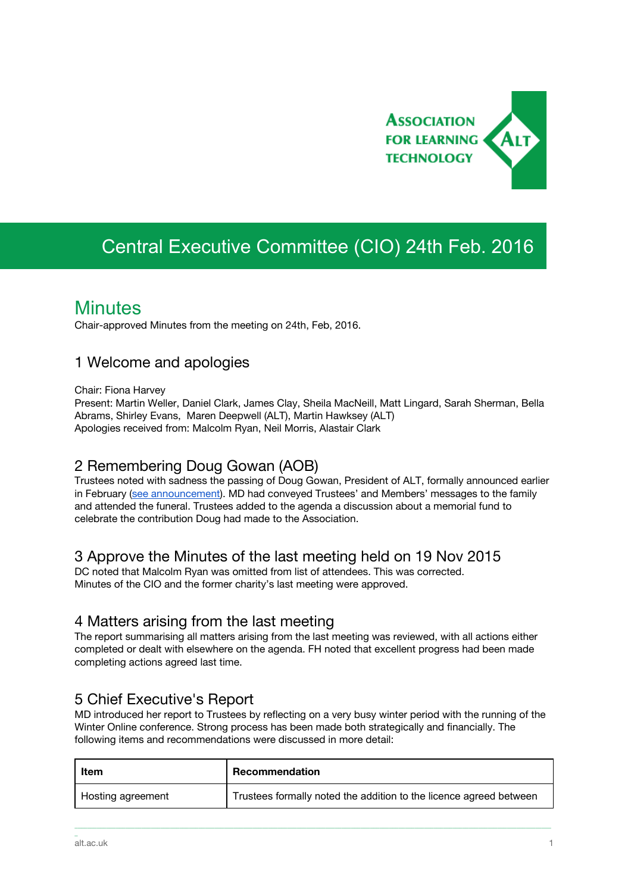# Central Executive Committee (CIO) 24th Feb. 2016

## Minutes

Chair-approved Minutes from the meeting on 24th, Feb, 2016.

### 1 Welcome and apologies

Chair: Fiona Harvey
Present: Martin Weller, Daniel Clark, James Clay, Sheila MacNeill, Matt Lingard, Sarah Sherman, Bella Abrams, Shirley Evans, Maren Deepwell (ALT), Martin Hawksey (ALT)
Apologies received from: Malcolm Ryan, Neil Morris, Alastair Clark

### 2 Remembering Doug Gowan (AOB)

Trustees noted with sadness the passing of Doug Gowan, President of ALT, formally announced earlier in February (see announcement). MD had conveyed Trustees' and Members' messages to the family and attended the funeral. Trustees added to the agenda a discussion about a memorial fund to celebrate the contribution Doug had made to the Association.

### 3 Approve the Minutes of the last meeting held on 19 Nov 2015

DC noted that Malcolm Ryan was omitted from list of attendees. This was corrected.
Minutes of the CIO and the former charity's last meeting were approved.

### 4 Matters arising from the last meeting

The report summarising all matters arising from the last meeting was reviewed, with all actions either completed or dealt with elsewhere on the agenda. FH noted that excellent progress had been made completing actions agreed last time.

### 5 Chief Executive's Report

MD introduced her report to Trustees by reflecting on a very busy winter period with the running of the Winter Online conference. Strong process has been made both strategically and financially. The following items and recommendations were discussed in more detail:

| Item | Recommendation |
|---|---|
| Hosting agreement | Trustees formally noted the addition to the licence agreed between |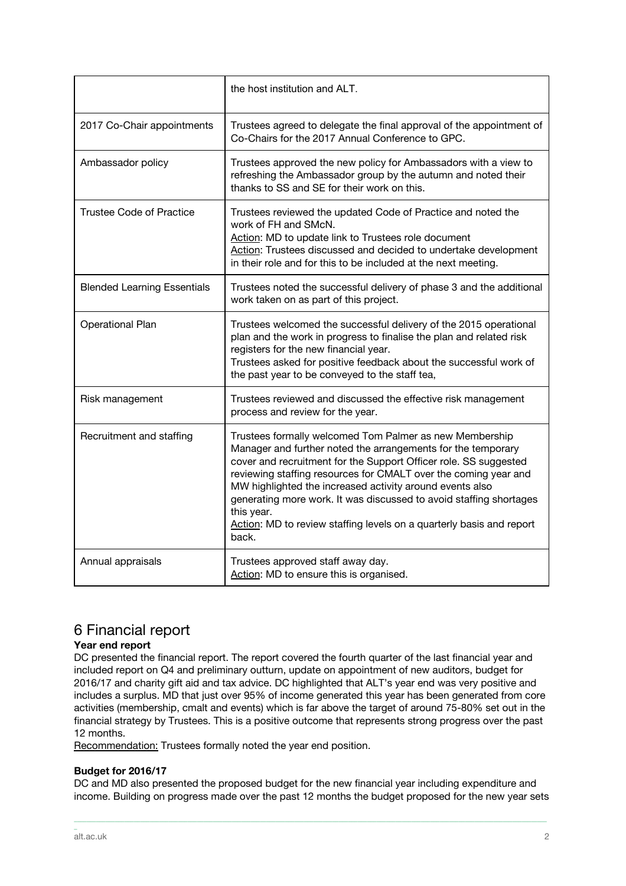| | |
|---|---|
| | the host institution and ALT. |
| 2017 Co-Chair appointments | Trustees agreed to delegate the final approval of the appointment of Co-Chairs for the 2017 Annual Conference to GPC. |
| Ambassador policy | Trustees approved the new policy for Ambassadors with a view to refreshing the Ambassador group by the autumn and noted their thanks to SS and SE for their work on this. |
| Trustee Code of Practice | Trustees reviewed the updated Code of Practice and noted the work of FH and SMcN.<br>Action: MD to update link to Trustees role document<br>Action: Trustees discussed and decided to undertake development in their role and for this to be included at the next meeting. |
| Blended Learning Essentials | Trustees noted the successful delivery of phase 3 and the additional work taken on as part of this project. |
| Operational Plan | Trustees welcomed the successful delivery of the 2015 operational plan and the work in progress to finalise the plan and related risk registers for the new financial year.<br>Trustees asked for positive feedback about the successful work of the past year to be conveyed to the staff tea, |
| Risk management | Trustees reviewed and discussed the effective risk management process and review for the year. |
| Recruitment and staffing | Trustees formally welcomed Tom Palmer as new Membership Manager and further noted the arrangements for the temporary cover and recruitment for the Support Officer role. SS suggested reviewing staffing resources for CMALT over the coming year and MW highlighted the increased activity around events also generating more work. It was discussed to avoid staffing shortages this year.<br>Action: MD to review staffing levels on a quarterly basis and report back. |
| Annual appraisals | Trustees approved staff away day.<br>Action: MD to ensure this is organised. |

# 6 Financial report

**Year end report**

DC presented the financial report. The report covered the fourth quarter of the last financial year and included report on Q4 and preliminary outturn, update on appointment of new auditors, budget for 2016/17 and charity gift aid and tax advice. DC highlighted that ALT's year end was very positive and includes a surplus. MD that just over 95% of income generated this year has been generated from core activities (membership, cmalt and events) which is far above the target of around 75-80% set out in the financial strategy by Trustees. This is a positive outcome that represents strong progress over the past 12 months.

Recommendation: Trustees formally noted the year end position.

**Budget for 2016/17**

DC and MD also presented the proposed budget for the new financial year including expenditure and income. Building on progress made over the past 12 months the budget proposed for the new year sets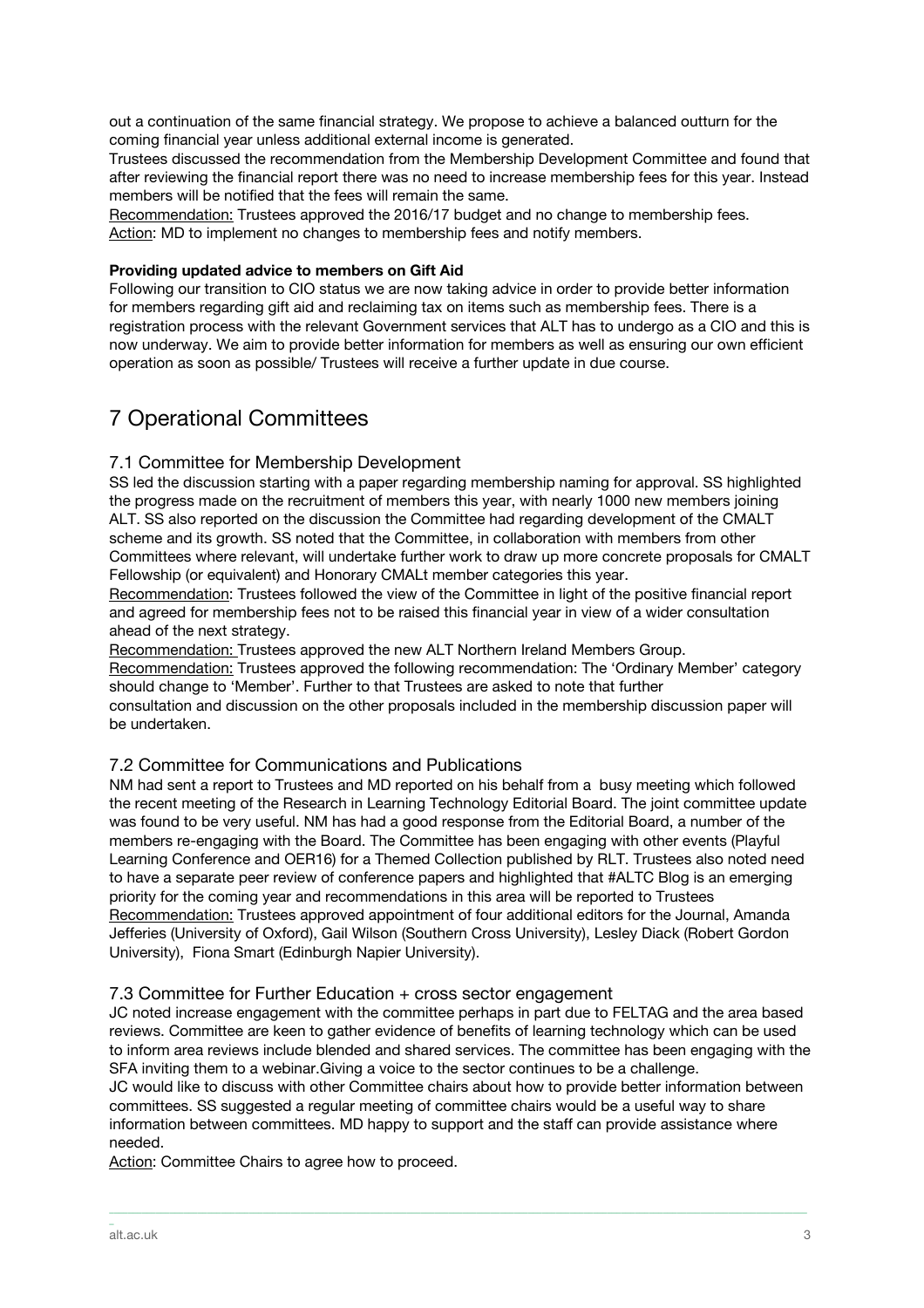out a continuation of the same financial strategy. We propose to achieve a balanced outturn for the coming financial year unless additional external income is generated.

Trustees discussed the recommendation from the Membership Development Committee and found that after reviewing the financial report there was no need to increase membership fees for this year. Instead members will be notified that the fees will remain the same.

Recommendation: Trustees approved the 2016/17 budget and no change to membership fees.
Action: MD to implement no changes to membership fees and notify members.

**Providing updated advice to members on Gift Aid**

Following our transition to CIO status we are now taking advice in order to provide better information for members regarding gift aid and reclaiming tax on items such as membership fees. There is a registration process with the relevant Government services that ALT has to undergo as a CIO and this is now underway. We aim to provide better information for members as well as ensuring our own efficient operation as soon as possible/ Trustees will receive a further update in due course.

# 7 Operational Committees

## 7.1 Committee for Membership Development

SS led the discussion starting with a paper regarding membership naming for approval. SS highlighted the progress made on the recruitment of members this year, with nearly 1000 new members joining ALT. SS also reported on the discussion the Committee had regarding development of the CMALT scheme and its growth. SS noted that the Committee, in collaboration with members from other Committees where relevant, will undertake further work to draw up more concrete proposals for CMALT Fellowship (or equivalent) and Honorary CMALt member categories this year.

Recommendation: Trustees followed the view of the Committee in light of the positive financial report and agreed for membership fees not to be raised this financial year in view of a wider consultation ahead of the next strategy.

Recommendation: Trustees approved the new ALT Northern Ireland Members Group.

Recommendation: Trustees approved the following recommendation: The 'Ordinary Member' category should change to 'Member'. Further to that Trustees are asked to note that further consultation and discussion on the other proposals included in the membership discussion paper will be undertaken.

## 7.2 Committee for Communications and Publications

NM had sent a report to Trustees and MD reported on his behalf from a busy meeting which followed the recent meeting of the Research in Learning Technology Editorial Board. The joint committee update was found to be very useful. NM has had a good response from the Editorial Board, a number of the members re-engaging with the Board. The Committee has been engaging with other events (Playful Learning Conference and OER16) for a Themed Collection published by RLT. Trustees also noted need to have a separate peer review of conference papers and highlighted that #ALTC Blog is an emerging priority for the coming year and recommendations in this area will be reported to Trustees

Recommendation: Trustees approved appointment of four additional editors for the Journal, Amanda Jefferies (University of Oxford), Gail Wilson (Southern Cross University), Lesley Diack (Robert Gordon University), Fiona Smart (Edinburgh Napier University).

## 7.3 Committee for Further Education + cross sector engagement

JC noted increase engagement with the committee perhaps in part due to FELTAG and the area based reviews. Committee are keen to gather evidence of benefits of learning technology which can be used to inform area reviews include blended and shared services. The committee has been engaging with the SFA inviting them to a webinar.Giving a voice to the sector continues to be a challenge.

JC would like to discuss with other Committee chairs about how to provide better information between committees. SS suggested a regular meeting of committee chairs would be a useful way to share information between committees. MD happy to support and the staff can provide assistance where needed.

Action: Committee Chairs to agree how to proceed.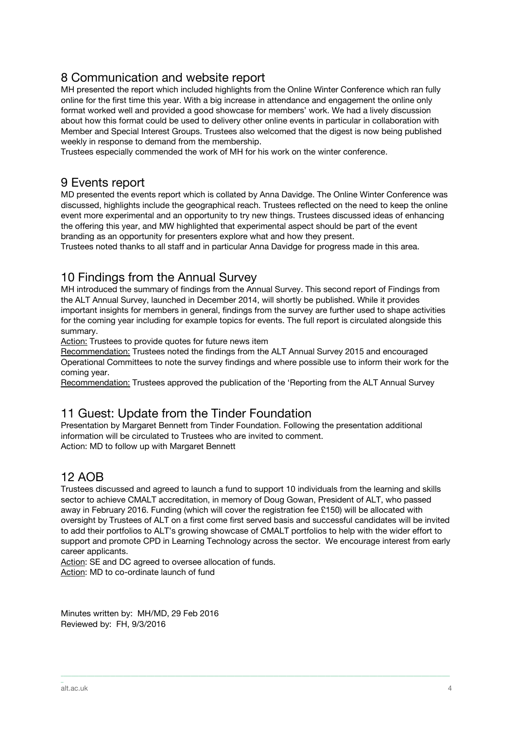## 8 Communication and website report

MH presented the report which included highlights from the Online Winter Conference which ran fully online for the first time this year. With a big increase in attendance and engagement the online only format worked well and provided a good showcase for members' work. We had a lively discussion about how this format could be used to delivery other online events in particular in collaboration with Member and Special Interest Groups. Trustees also welcomed that the digest is now being published weekly in response to demand from the membership.

Trustees especially commended the work of MH for his work on the winter conference.

## 9 Events report

MD presented the events report which is collated by Anna Davidge. The Online Winter Conference was discussed, highlights include the geographical reach. Trustees reflected on the need to keep the online event more experimental and an opportunity to try new things. Trustees discussed ideas of enhancing the offering this year, and MW highlighted that experimental aspect should be part of the event branding as an opportunity for presenters explore what and how they present.

Trustees noted thanks to all staff and in particular Anna Davidge for progress made in this area.

## 10 Findings from the Annual Survey

MH introduced the summary of findings from the Annual Survey. This second report of Findings from the ALT Annual Survey, launched in December 2014, will shortly be published. While it provides important insights for members in general, findings from the survey are further used to shape activities for the coming year including for example topics for events. The full report is circulated alongside this summary.

Action: Trustees to provide quotes for future news item

Recommendation: Trustees noted the findings from the ALT Annual Survey 2015 and encouraged Operational Committees to note the survey findings and where possible use to inform their work for the coming year.

Recommendation: Trustees approved the publication of the 'Reporting from the ALT Annual Survey

## 11 Guest: Update from the Tinder Foundation

Presentation by Margaret Bennett from Tinder Foundation. Following the presentation additional information will be circulated to Trustees who are invited to comment.

Action: MD to follow up with Margaret Bennett

## 12 AOB

Trustees discussed and agreed to launch a fund to support 10 individuals from the learning and skills sector to achieve CMALT accreditation, in memory of Doug Gowan, President of ALT, who passed away in February 2016. Funding (which will cover the registration fee £150) will be allocated with oversight by Trustees of ALT on a first come first served basis and successful candidates will be invited to add their portfolios to ALT's growing showcase of CMALT portfolios to help with the wider effort to support and promote CPD in Learning Technology across the sector. We encourage interest from early career applicants.

Action: SE and DC agreed to oversee allocation of funds.

Action: MD to co-ordinate launch of fund

Minutes written by: MH/MD, 29 Feb 2016

Reviewed by: FH, 9/3/2016